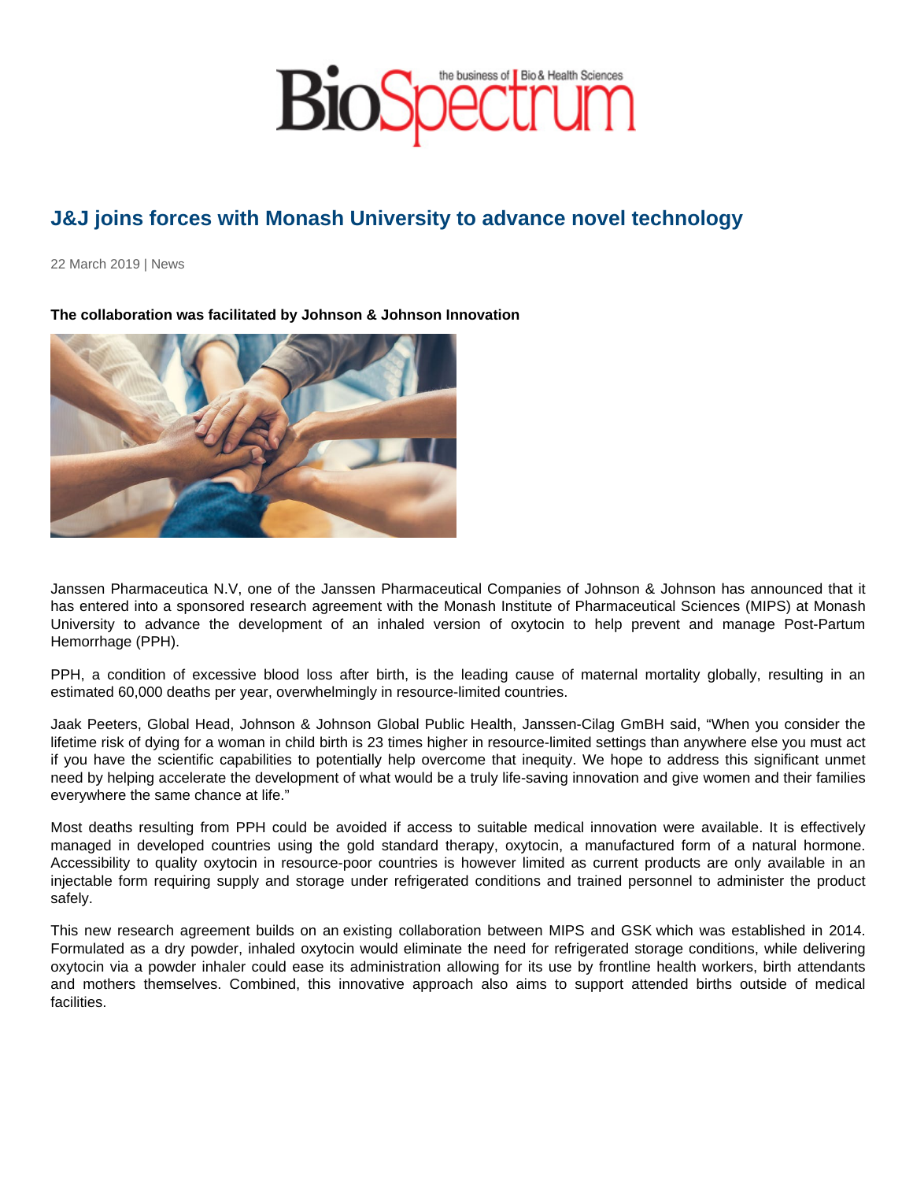# J&J joins forces with Monash University to advance novel technology

22 March 2019 | News

**The collaboration was facilitated by Johnson & Johnson Innovation**

Janssen Pharmaceutica N.V, one of the Janssen Pharmaceutical Companies of Johnson & Johnson has announced that it has entered into a sponsored research agreement with the Monash Institute of Pharmaceutical Sciences (MIPS) at Monash University to advance the development of an inhaled version of oxytocin to help prevent and manage Post-Partum Hemorrhage (PPH).

PPH, a condition of excessive blood loss after birth, is the leading cause of maternal mortality globally, resulting in an estimated 60,000 deaths per year, overwhelmingly in resource-limited countries.

Jaak Peeters, Global Head, Johnson & Johnson Global Public Health, Janssen-Cilag GmBH said, "When you consider the lifetime risk of dying for a woman in child birth is 23 times higher in resource-limited settings than anywhere else you must act if you have the scientific capabilities to potentially help overcome that inequity. We hope to address this significant unmet need by helping accelerate the development of what would be a truly life-saving innovation and give women and their families everywhere the same chance at life."

Most deaths resulting from PPH could be avoided if access to suitable medical innovation were available. It is effectively managed in developed countries using the gold standard therapy, oxytocin, a manufactured form of a natural hormone. Accessibility to quality oxytocin in resource-poor countries is however limited as current products are only available in an injectable form requiring supply and storage under refrigerated conditions and trained personnel to administer the product safely.

This new research agreement builds on an existing collaboration between MIPS and GSK which was established in 2014. Formulated as a dry powder, inhaled oxytocin would eliminate the need for refrigerated storage conditions, while delivering oxytocin via a powder inhaler could ease its administration allowing for its use by frontline health workers, birth attendants and mothers themselves. Combined, this innovative approach also aims to support attended births outside of medical facilities.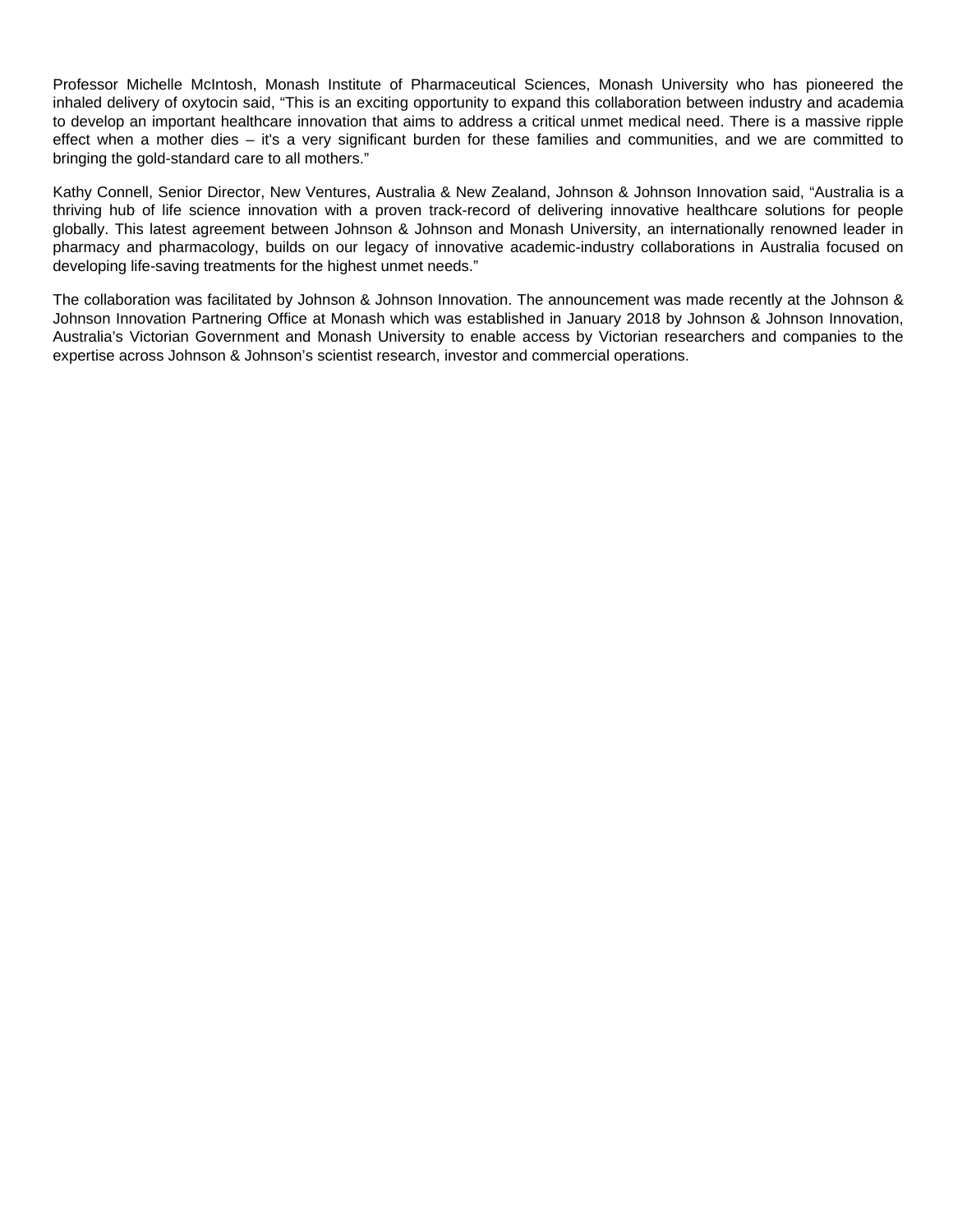Professor Michelle McIntosh, Monash Institute of Pharmaceutical Sciences, Monash University who has pioneered the inhaled delivery of oxytocin said, “This is an exciting opportunity to expand this collaboration between industry and academia to develop an important healthcare innovation that aims to address a critical unmet medical need. There is a massive ripple effect when a mother dies – it's a very significant burden for these families and communities, and we are committed to bringing the gold-standard care to all mothers.”

Kathy Connell, Senior Director, New Ventures, Australia & New Zealand, Johnson & Johnson Innovation said, “Australia is a thriving hub of life science innovation with a proven track-record of delivering innovative healthcare solutions for people globally. This latest agreement between Johnson & Johnson and Monash University, an internationally renowned leader in pharmacy and pharmacology, builds on our legacy of innovative academic-industry collaborations in Australia focused on developing life-saving treatments for the highest unmet needs.”

The collaboration was facilitated by Johnson & Johnson Innovation. The announcement was made recently at the Johnson & Johnson Innovation Partnering Office at Monash which was established in January 2018 by Johnson & Johnson Innovation, Australia’s Victorian Government and Monash University to enable access by Victorian researchers and companies to the expertise across Johnson & Johnson’s scientist research, investor and commercial operations.